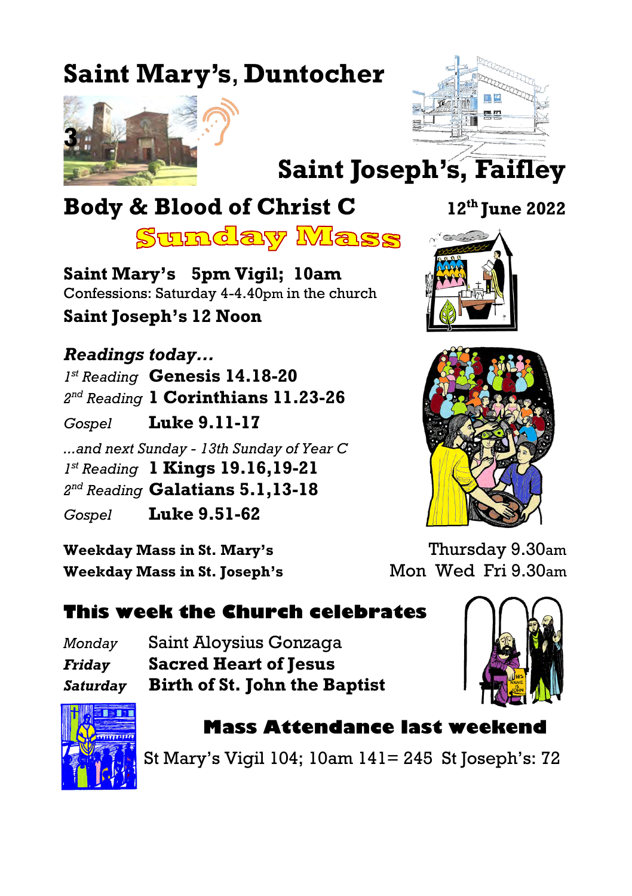# Saint Mary's, Duntocher

# Saint Joseph's, Faifley

## Body & Blood of Christ C

**12th June 2022**

## Sunday Mass

**Saint Mary's 5pm Vigil; 10am**
Confessions: Saturday 4-4.40pm in the church
**Saint Joseph's 12 Noon**

***Readings today...***

*1st Reading* **Genesis 14.18-20**
*2nd Reading* **1 Corinthians 11.23-26**
*Gospel* **Luke 9.11-17**

*...and next Sunday - 13th Sunday of Year C*

*1st Reading* **1 Kings 19.16,19-21**
*2nd Reading* **Galatians 5.1,13-18**
*Gospel* **Luke 9.51-62**

**Weekday Mass in St. Mary's** Thursday 9.30am
**Weekday Mass in St. Joseph's** Mon Wed Fri 9.30am

## This week the Church celebrates

*Monday* Saint Aloysius Gonzaga
***Friday*** **Sacred Heart of Jesus**
***Saturday*** **Birth of St. John the Baptist**

## Mass Attendance last weekend

St Mary's Vigil 104; 10am 141= 245 St Joseph's: 72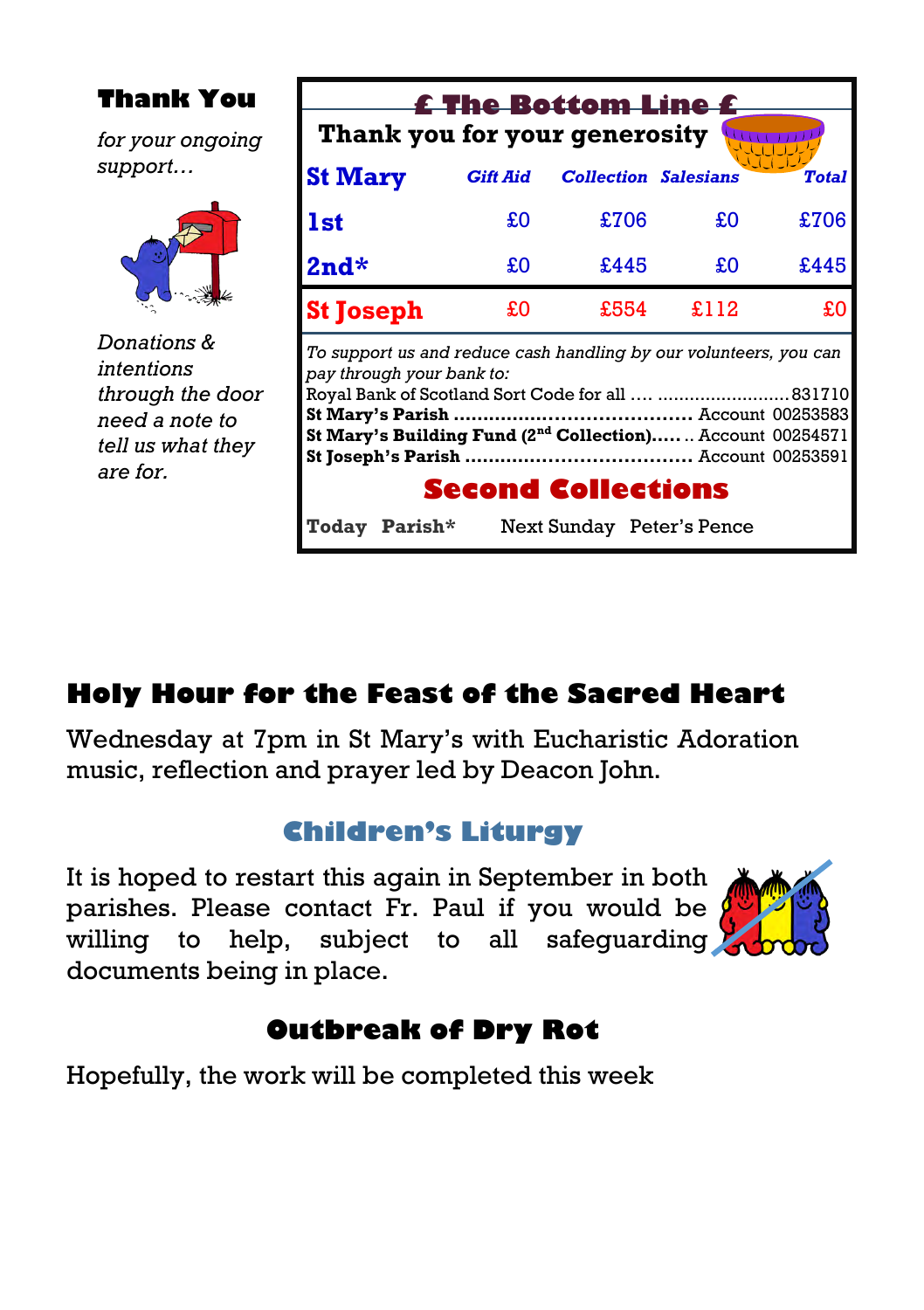## Thank You

*for your ongoing support…*

*Donations & intentions through the door need a note to tell us what they are for.*

## £ The Bottom Line £

**Thank you for your generosity**

| St Mary | Gift Aid | Collection | Salesians | Total |
|---|---|---|---|---|
| 1st | £0 | £706 | £0 | £706 |
| 2nd* | £0 | £445 | £0 | £445 |
| St Joseph | £0 | £554 | £112 | £0 |

*To support us and reduce cash handling by our volunteers, you can pay through your bank to:*

Royal Bank of Scotland Sort Code for all …. ........................831710
**St Mary's Parish** ...................................... Account 00253583
**St Mary's Building Fund (2nd Collection)**..... .. Account 00254571
**St Joseph's Parish** ..................................... Account 00253591

### Second Collections

**Today Parish*** Next Sunday Peter's Pence

## Holy Hour for the Feast of the Sacred Heart

Wednesday at 7pm in St Mary's with Eucharistic Adoration music, reflection and prayer led by Deacon John.

## Children's Liturgy

It is hoped to restart this again in September in both parishes. Please contact Fr. Paul if you would be willing to help, subject to all safeguarding documents being in place.

## Outbreak of Dry Rot

Hopefully, the work will be completed this week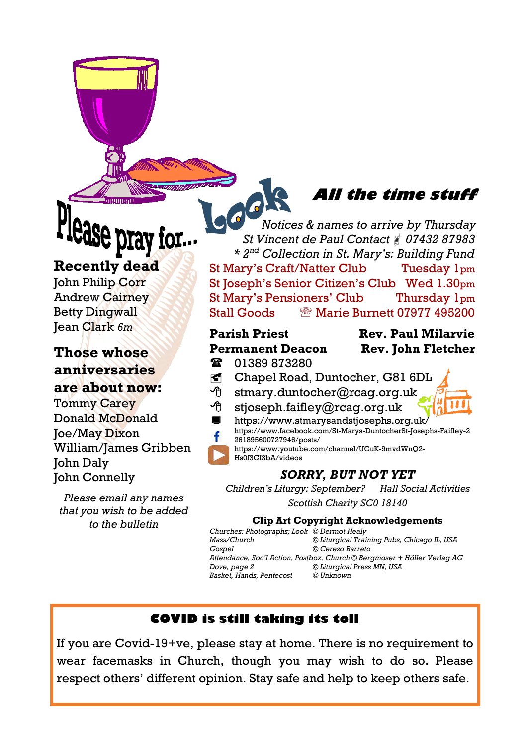# Please pray for...

**Recently dead**

John Philip Corr
Andrew Cairney
Betty Dingwall
Jean Clark *6m*

**Those whose anniversaries are about now:**

Tommy Carey
Donald McDonald
Joe/May Dixon
William/James Gribben
John Daly
John Connelly

*Please email any names that you wish to be added to the bulletin*

## Look — All the time stuff

*Notices & names to arrive by Thursday*
*St Vincent de Paul Contact 07432 87983*
*\* 2nd Collection in St. Mary's: Building Fund*

| | |
|---|---|
| St Mary's Craft/Natter Club | Tuesday 1pm |
| St Joseph's Senior Citizen's Club | Wed 1.30pm |
| St Mary's Pensioners' Club | Thursday 1pm |
| Stall Goods | Marie Burnett 07977 495200 |

| | |
|---|---|
| **Parish Priest** | **Rev. Paul Milarvie** |
| **Permanent Deacon** | **Rev. John Fletcher** |

01389 873280
Chapel Road, Duntocher, G81 6DL
stmary.duntocher@rcag.org.uk
stjoseph.faifley@rcag.org.uk
https://www.stmarysandstjosephs.org.uk/
https://www.facebook.com/St-Marys-DuntocherSt-Josephs-Faifley-2261895600727946/posts/
https://www.youtube.com/channel/UCuK-9mvdWnQ2-Hs0f3CI3bA/videos

### *SORRY, BUT NOT YET*

*Children's Liturgy: September?* *Hall Social Activities*

*Scottish Charity SC0 18140*

**Clip Art Copyright Acknowledgements**

| | |
|---|---|
| *Churches: Photographs; Look* | *© Dermot Healy* |
| *Mass/Church* | *© Liturgical Training Pubs, Chicago IL, USA* |
| *Gospel* | *© Cerezo Barreto* |
| *Attendance, Soc'l Action, Postbox, Church* | *© Bergmoser + Höller Verlag AG* |
| *Dove, page 2* | *© Liturgical Press MN, USA* |
| *Basket, Hands, Pentecost* | *© Unknown* |

## COVID is still taking its toll

If you are Covid-19+ve, please stay at home. There is no requirement to wear facemasks in Church, though you may wish to do so. Please respect others' different opinion. Stay safe and help to keep others safe.